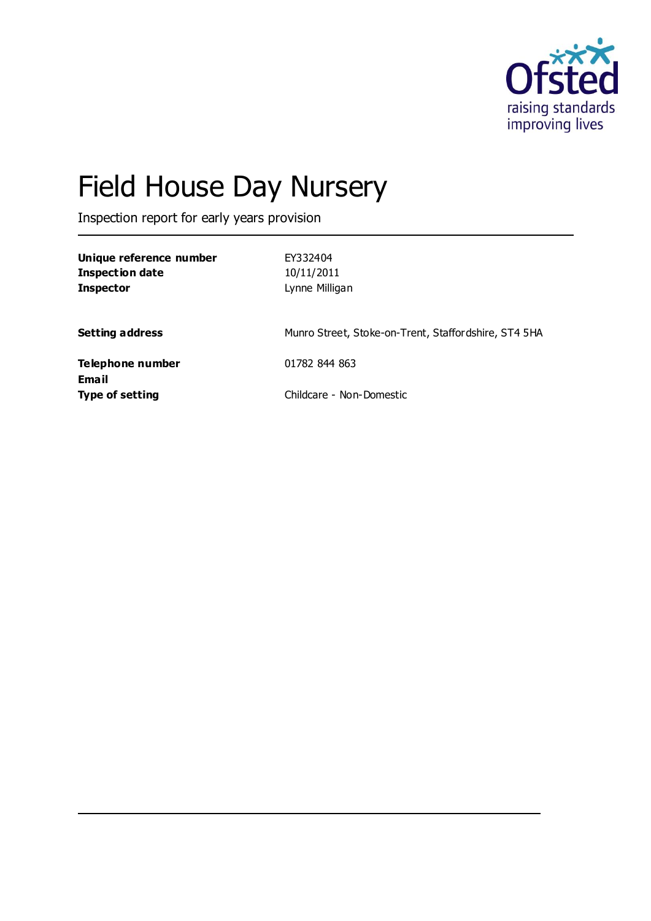# Field House Day Nursery

Inspection report for early years provision

| | |
|---|---|
| **Unique reference number** | EY332404 |
| **Inspection date** | 10/11/2011 |
| **Inspector** | Lynne Milligan |
| | |
| **Setting address** | Munro Street, Stoke-on-Trent, Staffordshire, ST4 5HA |
| | |
| **Telephone number** | 01782 844 863 |
| **Email** | |
| **Type of setting** | Childcare - Non-Domestic |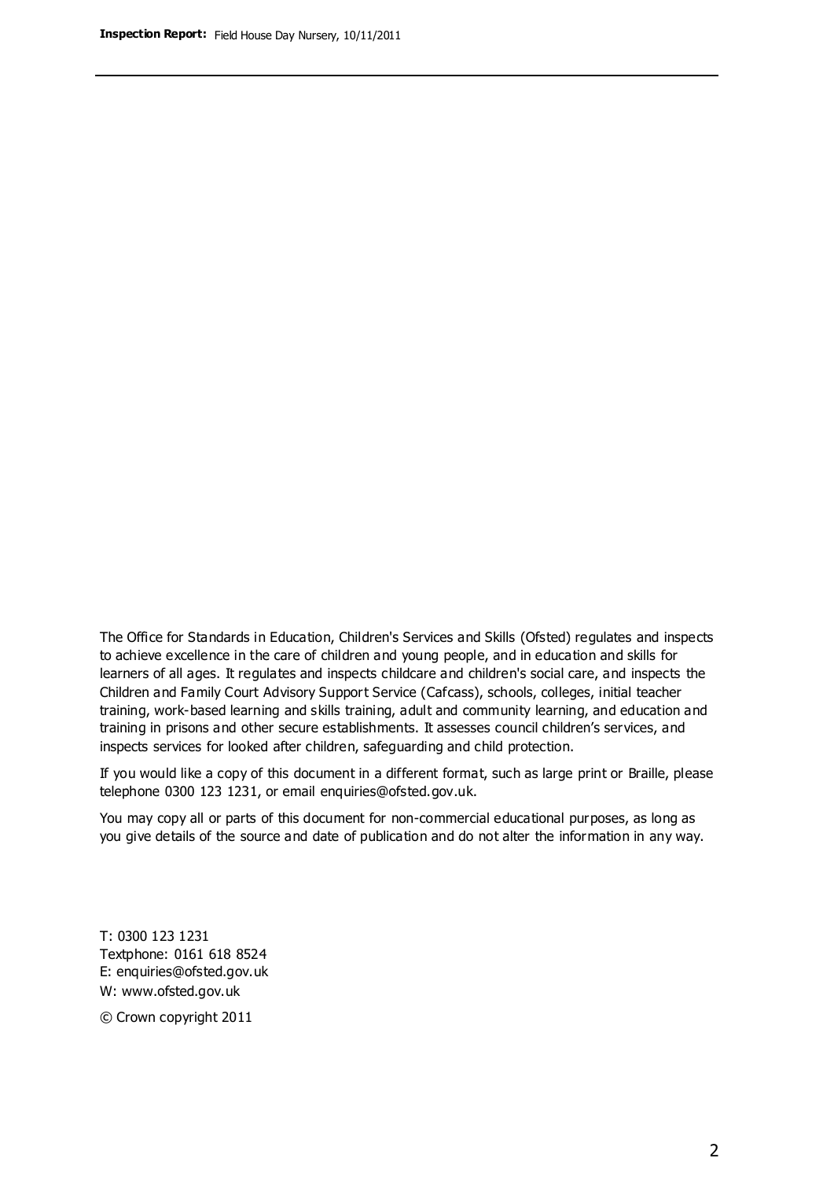The Office for Standards in Education, Children's Services and Skills (Ofsted) regulates and inspects to achieve excellence in the care of children and young people, and in education and skills for learners of all ages. It regulates and inspects childcare and children's social care, and inspects the Children and Family Court Advisory Support Service (Cafcass), schools, colleges, initial teacher training, work-based learning and skills training, adult and community learning, and education and training in prisons and other secure establishments. It assesses council children's services, and inspects services for looked after children, safeguarding and child protection.

If you would like a copy of this document in a different format, such as large print or Braille, please telephone 0300 123 1231, or email enquiries@ofsted.gov.uk.

You may copy all or parts of this document for non-commercial educational purposes, as long as you give details of the source and date of publication and do not alter the information in any way.

T: 0300 123 1231
Textphone: 0161 618 8524
E: enquiries@ofsted.gov.uk
W: www.ofsted.gov.uk

© Crown copyright 2011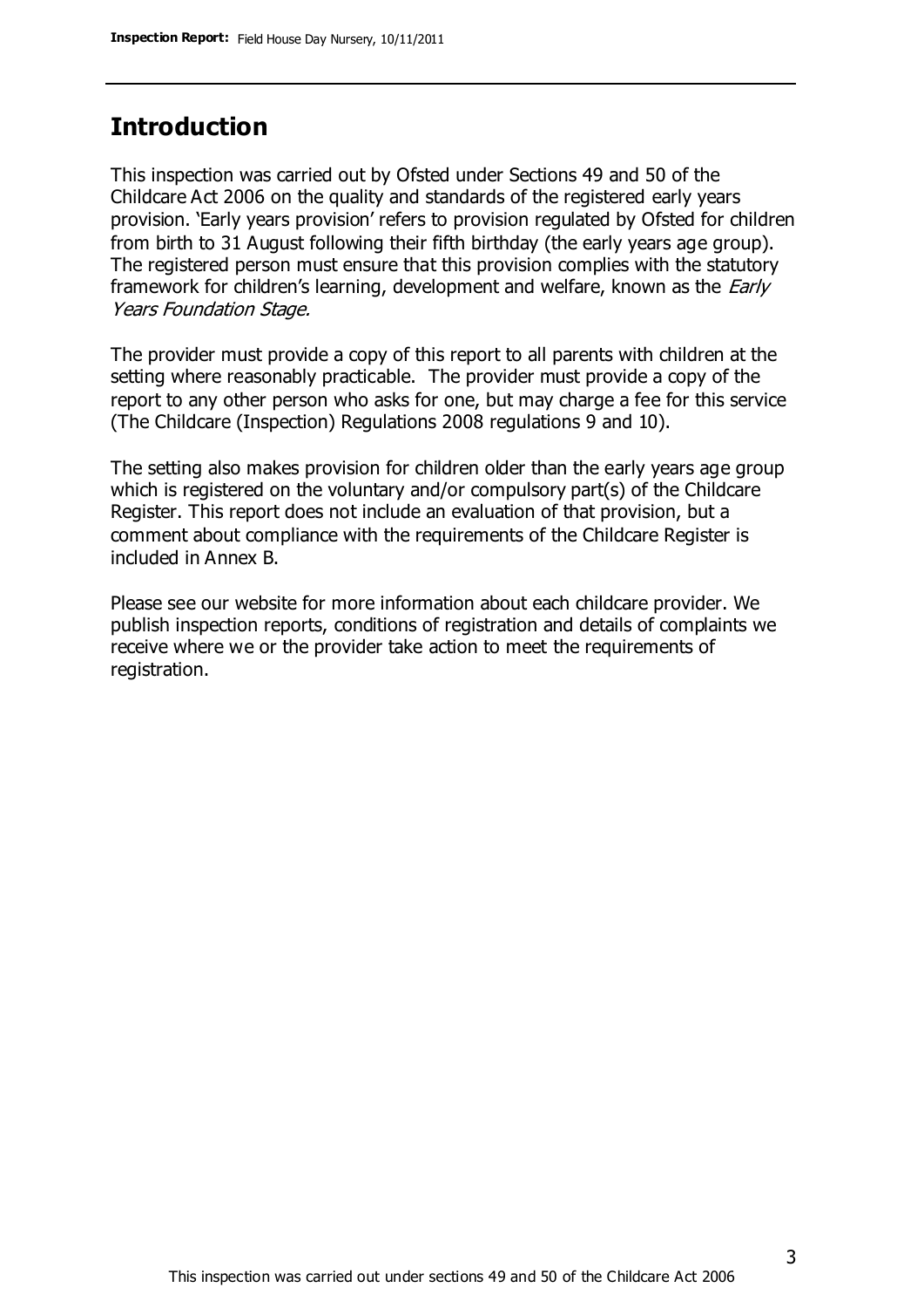## Introduction

This inspection was carried out by Ofsted under Sections 49 and 50 of the Childcare Act 2006 on the quality and standards of the registered early years provision. 'Early years provision' refers to provision regulated by Ofsted for children from birth to 31 August following their fifth birthday (the early years age group). The registered person must ensure that this provision complies with the statutory framework for children's learning, development and welfare, known as the *Early Years Foundation Stage.*

The provider must provide a copy of this report to all parents with children at the setting where reasonably practicable. The provider must provide a copy of the report to any other person who asks for one, but may charge a fee for this service (The Childcare (Inspection) Regulations 2008 regulations 9 and 10).

The setting also makes provision for children older than the early years age group which is registered on the voluntary and/or compulsory part(s) of the Childcare Register. This report does not include an evaluation of that provision, but a comment about compliance with the requirements of the Childcare Register is included in Annex B.

Please see our website for more information about each childcare provider. We publish inspection reports, conditions of registration and details of complaints we receive where we or the provider take action to meet the requirements of registration.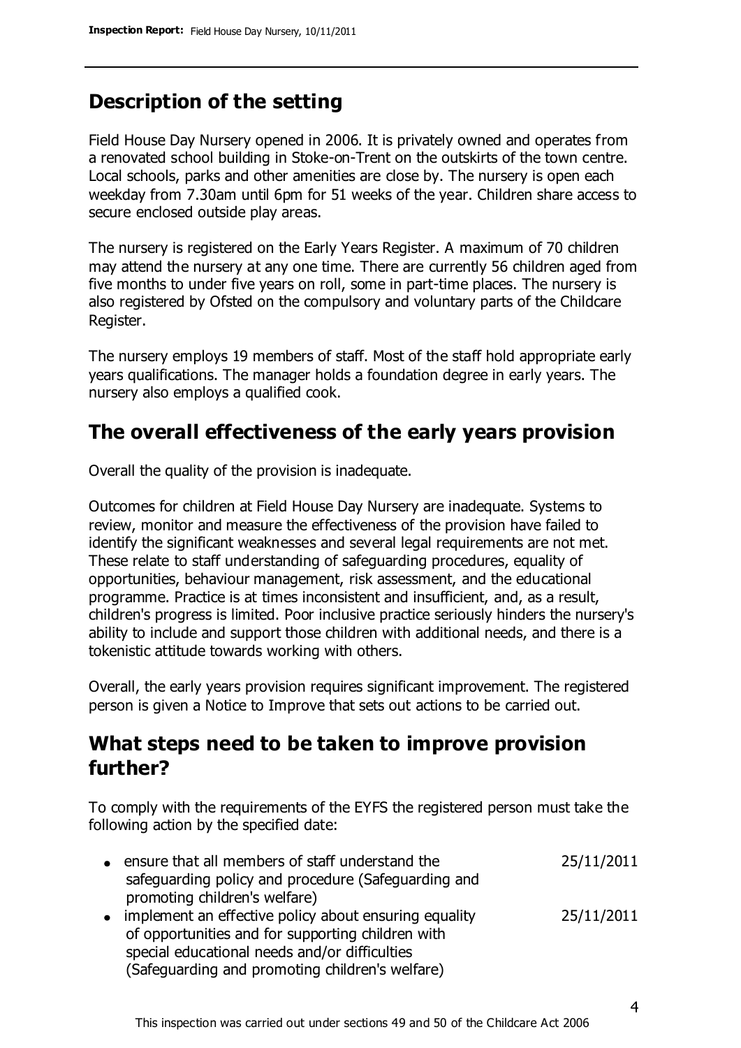## Description of the setting

Field House Day Nursery opened in 2006. It is privately owned and operates from a renovated school building in Stoke-on-Trent on the outskirts of the town centre. Local schools, parks and other amenities are close by. The nursery is open each weekday from 7.30am until 6pm for 51 weeks of the year. Children share access to secure enclosed outside play areas.

The nursery is registered on the Early Years Register. A maximum of 70 children may attend the nursery at any one time. There are currently 56 children aged from five months to under five years on roll, some in part-time places. The nursery is also registered by Ofsted on the compulsory and voluntary parts of the Childcare Register.

The nursery employs 19 members of staff. Most of the staff hold appropriate early years qualifications. The manager holds a foundation degree in early years. The nursery also employs a qualified cook.

## The overall effectiveness of the early years provision

Overall the quality of the provision is inadequate.

Outcomes for children at Field House Day Nursery are inadequate. Systems to review, monitor and measure the effectiveness of the provision have failed to identify the significant weaknesses and several legal requirements are not met. These relate to staff understanding of safeguarding procedures, equality of opportunities, behaviour management, risk assessment, and the educational programme. Practice is at times inconsistent and insufficient, and, as a result, children's progress is limited. Poor inclusive practice seriously hinders the nursery's ability to include and support those children with additional needs, and there is a tokenistic attitude towards working with others.

Overall, the early years provision requires significant improvement. The registered person is given a Notice to Improve that sets out actions to be carried out.

## What steps need to be taken to improve provision further?

To comply with the requirements of the EYFS the registered person must take the following action by the specified date:

| | |
|---|---|
| • ensure that all members of staff understand the safeguarding policy and procedure (Safeguarding and promoting children's welfare) | 25/11/2011 |
| • implement an effective policy about ensuring equality of opportunities and for supporting children with special educational needs and/or difficulties (Safeguarding and promoting children's welfare) | 25/11/2011 |

This inspection was carried out under sections 49 and 50 of the Childcare Act 2006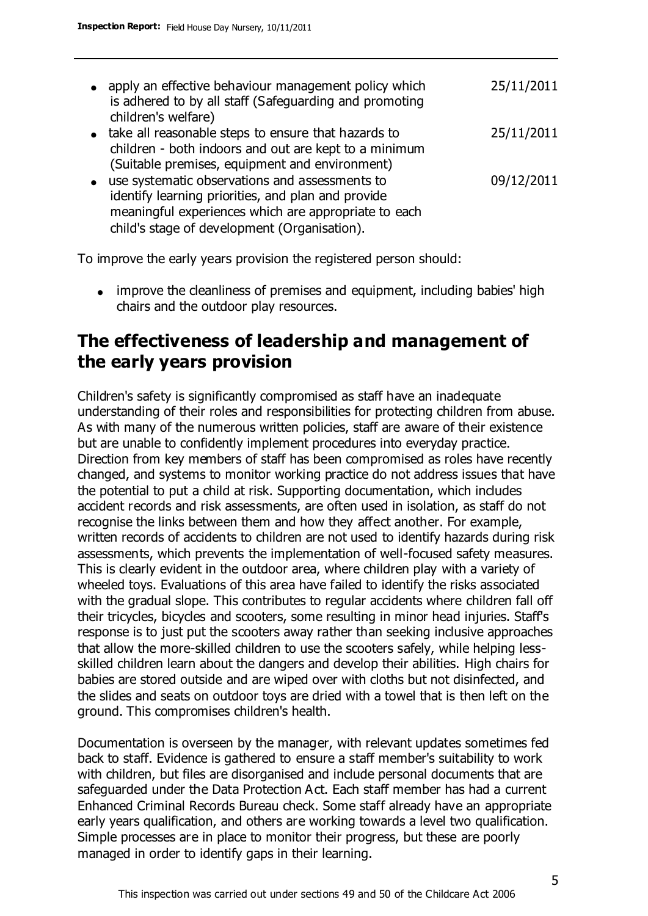- apply an effective behaviour management policy which is adhered to by all staff (Safeguarding and promoting children's welfare) 25/11/2011
- take all reasonable steps to ensure that hazards to children - both indoors and out are kept to a minimum (Suitable premises, equipment and environment) 25/11/2011
- use systematic observations and assessments to identify learning priorities, and plan and provide meaningful experiences which are appropriate to each child's stage of development (Organisation). 09/12/2011

To improve the early years provision the registered person should:

- improve the cleanliness of premises and equipment, including babies' high chairs and the outdoor play resources.

## The effectiveness of leadership and management of the early years provision

Children's safety is significantly compromised as staff have an inadequate understanding of their roles and responsibilities for protecting children from abuse. As with many of the numerous written policies, staff are aware of their existence but are unable to confidently implement procedures into everyday practice. Direction from key members of staff has been compromised as roles have recently changed, and systems to monitor working practice do not address issues that have the potential to put a child at risk. Supporting documentation, which includes accident records and risk assessments, are often used in isolation, as staff do not recognise the links between them and how they affect another. For example, written records of accidents to children are not used to identify hazards during risk assessments, which prevents the implementation of well-focused safety measures. This is clearly evident in the outdoor area, where children play with a variety of wheeled toys. Evaluations of this area have failed to identify the risks associated with the gradual slope. This contributes to regular accidents where children fall off their tricycles, bicycles and scooters, some resulting in minor head injuries. Staff's response is to just put the scooters away rather than seeking inclusive approaches that allow the more-skilled children to use the scooters safely, while helping less-skilled children learn about the dangers and develop their abilities. High chairs for babies are stored outside and are wiped over with cloths but not disinfected, and the slides and seats on outdoor toys are dried with a towel that is then left on the ground. This compromises children's health.

Documentation is overseen by the manager, with relevant updates sometimes fed back to staff. Evidence is gathered to ensure a staff member's suitability to work with children, but files are disorganised and include personal documents that are safeguarded under the Data Protection Act. Each staff member has had a current Enhanced Criminal Records Bureau check. Some staff already have an appropriate early years qualification, and others are working towards a level two qualification. Simple processes are in place to monitor their progress, but these are poorly managed in order to identify gaps in their learning.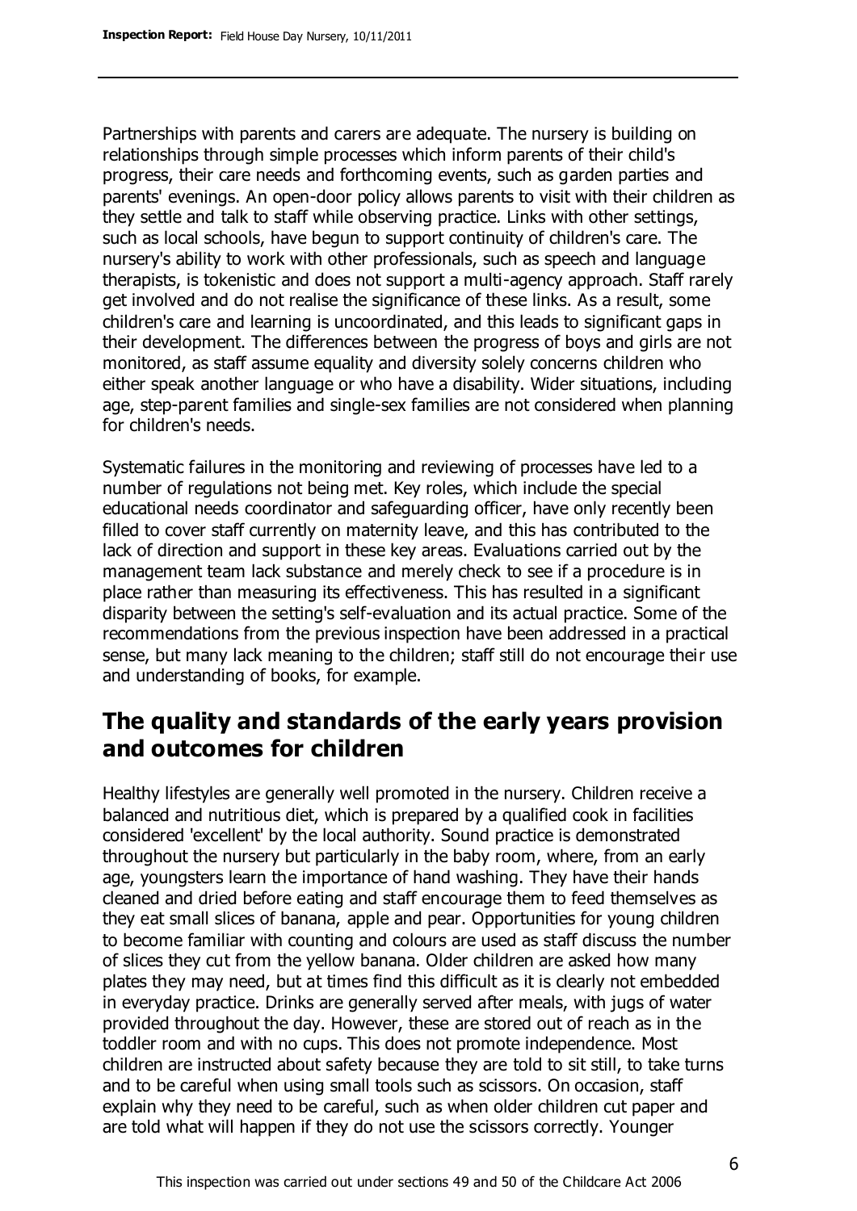Partnerships with parents and carers are adequate. The nursery is building on relationships through simple processes which inform parents of their child's progress, their care needs and forthcoming events, such as garden parties and parents' evenings. An open-door policy allows parents to visit with their children as they settle and talk to staff while observing practice. Links with other settings, such as local schools, have begun to support continuity of children's care. The nursery's ability to work with other professionals, such as speech and language therapists, is tokenistic and does not support a multi-agency approach. Staff rarely get involved and do not realise the significance of these links. As a result, some children's care and learning is uncoordinated, and this leads to significant gaps in their development. The differences between the progress of boys and girls are not monitored, as staff assume equality and diversity solely concerns children who either speak another language or who have a disability. Wider situations, including age, step-parent families and single-sex families are not considered when planning for children's needs.

Systematic failures in the monitoring and reviewing of processes have led to a number of regulations not being met. Key roles, which include the special educational needs coordinator and safeguarding officer, have only recently been filled to cover staff currently on maternity leave, and this has contributed to the lack of direction and support in these key areas. Evaluations carried out by the management team lack substance and merely check to see if a procedure is in place rather than measuring its effectiveness. This has resulted in a significant disparity between the setting's self-evaluation and its actual practice. Some of the recommendations from the previous inspection have been addressed in a practical sense, but many lack meaning to the children; staff still do not encourage their use and understanding of books, for example.

## The quality and standards of the early years provision and outcomes for children

Healthy lifestyles are generally well promoted in the nursery. Children receive a balanced and nutritious diet, which is prepared by a qualified cook in facilities considered 'excellent' by the local authority. Sound practice is demonstrated throughout the nursery but particularly in the baby room, where, from an early age, youngsters learn the importance of hand washing. They have their hands cleaned and dried before eating and staff encourage them to feed themselves as they eat small slices of banana, apple and pear. Opportunities for young children to become familiar with counting and colours are used as staff discuss the number of slices they cut from the yellow banana. Older children are asked how many plates they may need, but at times find this difficult as it is clearly not embedded in everyday practice. Drinks are generally served after meals, with jugs of water provided throughout the day. However, these are stored out of reach as in the toddler room and with no cups. This does not promote independence. Most children are instructed about safety because they are told to sit still, to take turns and to be careful when using small tools such as scissors. On occasion, staff explain why they need to be careful, such as when older children cut paper and are told what will happen if they do not use the scissors correctly. Younger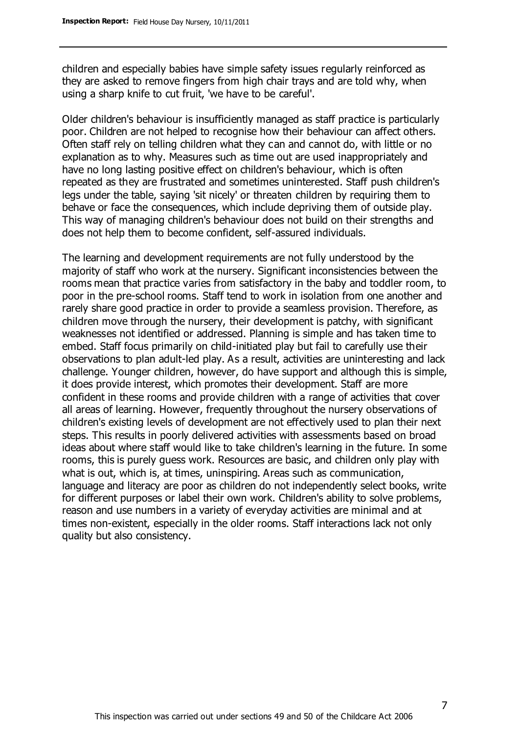children and especially babies have simple safety issues regularly reinforced as they are asked to remove fingers from high chair trays and are told why, when using a sharp knife to cut fruit, 'we have to be careful'.

Older children's behaviour is insufficiently managed as staff practice is particularly poor. Children are not helped to recognise how their behaviour can affect others. Often staff rely on telling children what they can and cannot do, with little or no explanation as to why. Measures such as time out are used inappropriately and have no long lasting positive effect on children's behaviour, which is often repeated as they are frustrated and sometimes uninterested. Staff push children's legs under the table, saying 'sit nicely' or threaten children by requiring them to behave or face the consequences, which include depriving them of outside play. This way of managing children's behaviour does not build on their strengths and does not help them to become confident, self-assured individuals.

The learning and development requirements are not fully understood by the majority of staff who work at the nursery. Significant inconsistencies between the rooms mean that practice varies from satisfactory in the baby and toddler room, to poor in the pre-school rooms. Staff tend to work in isolation from one another and rarely share good practice in order to provide a seamless provision. Therefore, as children move through the nursery, their development is patchy, with significant weaknesses not identified or addressed. Planning is simple and has taken time to embed. Staff focus primarily on child-initiated play but fail to carefully use their observations to plan adult-led play. As a result, activities are uninteresting and lack challenge. Younger children, however, do have support and although this is simple, it does provide interest, which promotes their development. Staff are more confident in these rooms and provide children with a range of activities that cover all areas of learning. However, frequently throughout the nursery observations of children's existing levels of development are not effectively used to plan their next steps. This results in poorly delivered activities with assessments based on broad ideas about where staff would like to take children's learning in the future. In some rooms, this is purely guess work. Resources are basic, and children only play with what is out, which is, at times, uninspiring. Areas such as communication, language and literacy are poor as children do not independently select books, write for different purposes or label their own work. Children's ability to solve problems, reason and use numbers in a variety of everyday activities are minimal and at times non-existent, especially in the older rooms. Staff interactions lack not only quality but also consistency.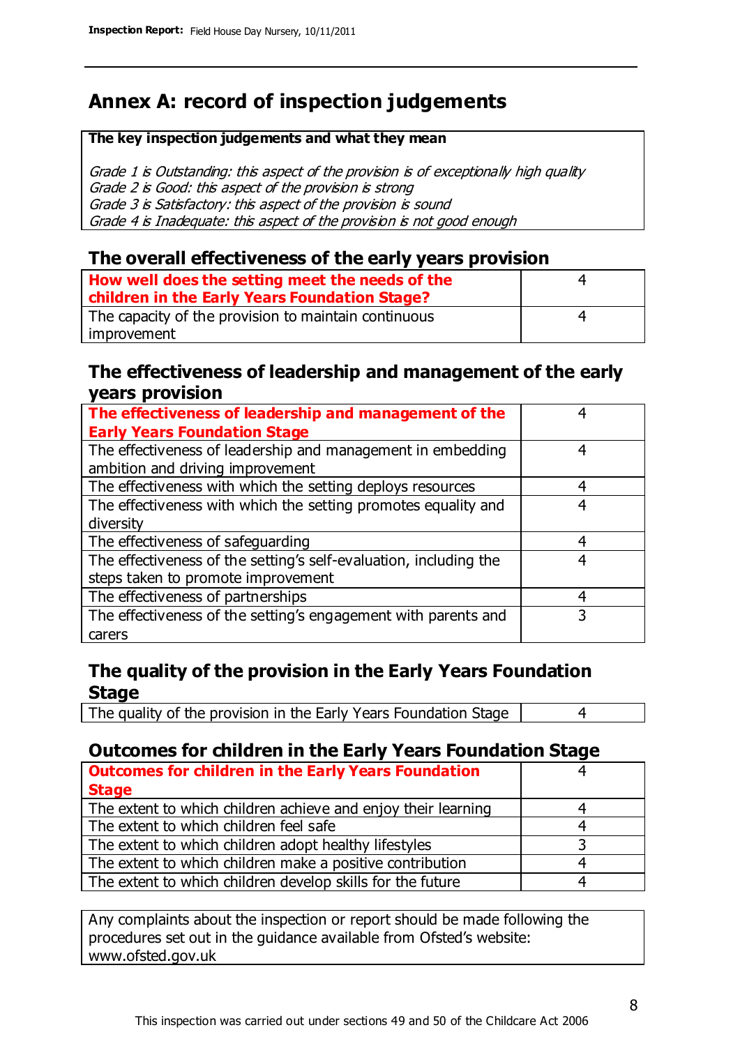## Annex A: record of inspection judgements

**The key inspection judgements and what they mean**

*Grade 1 is Outstanding: this aspect of the provision is of exceptionally high quality*
*Grade 2 is Good: this aspect of the provision is strong*
*Grade 3 is Satisfactory: this aspect of the provision is sound*
*Grade 4 is Inadequate: this aspect of the provision is not good enough*

### The overall effectiveness of the early years provision

| | |
|---|---|
| **How well does the setting meet the needs of the children in the Early Years Foundation Stage?** | 4 |
| The capacity of the provision to maintain continuous improvement | 4 |

### The effectiveness of leadership and management of the early years provision

| | |
|---|---|
| **The effectiveness of leadership and management of the Early Years Foundation Stage** | 4 |
| The effectiveness of leadership and management in embedding ambition and driving improvement | 4 |
| The effectiveness with which the setting deploys resources | 4 |
| The effectiveness with which the setting promotes equality and diversity | 4 |
| The effectiveness of safeguarding | 4 |
| The effectiveness of the setting's self-evaluation, including the steps taken to promote improvement | 4 |
| The effectiveness of partnerships | 4 |
| The effectiveness of the setting's engagement with parents and carers | 3 |

### The quality of the provision in the Early Years Foundation Stage

| | |
|---|---|
| The quality of the provision in the Early Years Foundation Stage | 4 |

### Outcomes for children in the Early Years Foundation Stage

| | |
|---|---|
| **Outcomes for children in the Early Years Foundation Stage** | 4 |
| The extent to which children achieve and enjoy their learning | 4 |
| The extent to which children feel safe | 4 |
| The extent to which children adopt healthy lifestyles | 3 |
| The extent to which children make a positive contribution | 4 |
| The extent to which children develop skills for the future | 4 |

Any complaints about the inspection or report should be made following the procedures set out in the guidance available from Ofsted's website: www.ofsted.gov.uk

This inspection was carried out under sections 49 and 50 of the Childcare Act 2006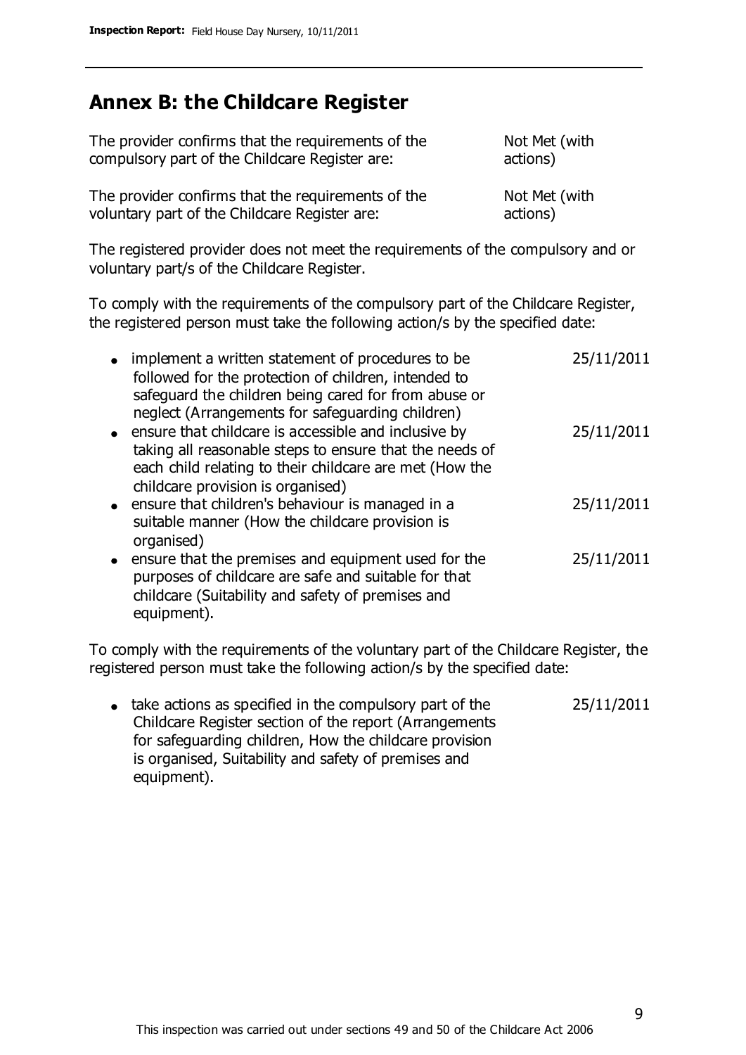## Annex B: the Childcare Register

| | |
|---|---|
| The provider confirms that the requirements of the compulsory part of the Childcare Register are: | Not Met (with actions) |
| The provider confirms that the requirements of the voluntary part of the Childcare Register are: | Not Met (with actions) |

The registered provider does not meet the requirements of the compulsory and or voluntary part/s of the Childcare Register.

To comply with the requirements of the compulsory part of the Childcare Register, the registered person must take the following action/s by the specified date:

| | |
|---|---|
| • implement a written statement of procedures to be followed for the protection of children, intended to safeguard the children being cared for from abuse or neglect (Arrangements for safeguarding children) | 25/11/2011 |
| • ensure that childcare is accessible and inclusive by taking all reasonable steps to ensure that the needs of each child relating to their childcare are met (How the childcare provision is organised) | 25/11/2011 |
| • ensure that children's behaviour is managed in a suitable manner (How the childcare provision is organised) | 25/11/2011 |
| • ensure that the premises and equipment used for the purposes of childcare are safe and suitable for that childcare (Suitability and safety of premises and equipment). | 25/11/2011 |

To comply with the requirements of the voluntary part of the Childcare Register, the registered person must take the following action/s by the specified date:

| | |
|---|---|
| • take actions as specified in the compulsory part of the Childcare Register section of the report (Arrangements for safeguarding children, How the childcare provision is organised, Suitability and safety of premises and equipment). | 25/11/2011 |